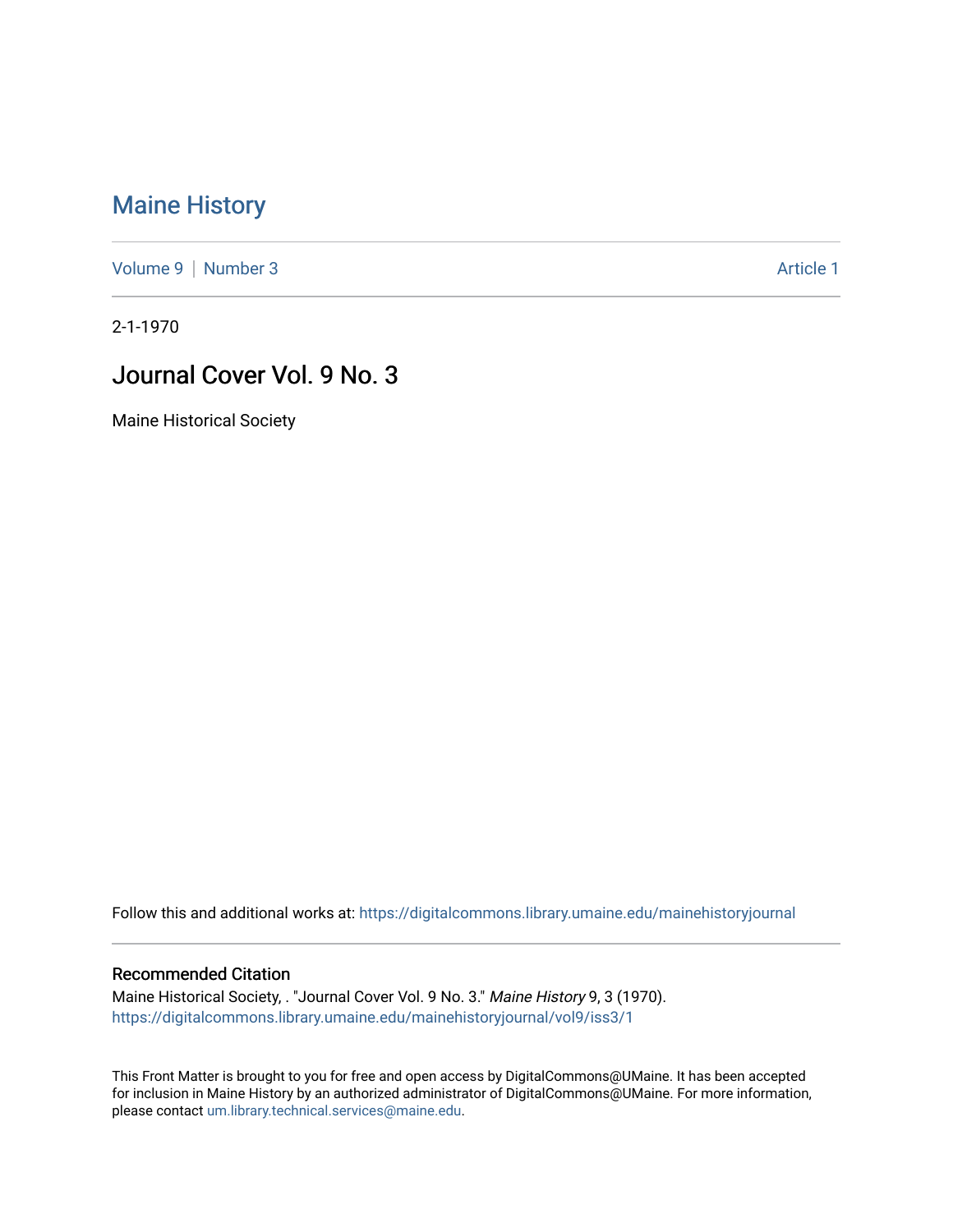# Maine History

Volume 9 | Number 3 Article 1

2-1-1970

## Journal Cover Vol. 9 No. 3

Maine Historical Society

Follow this and additional works at: https://digitalcommons.library.umaine.edu/mainehistoryjournal

### Recommended Citation

Maine Historical Society, . "Journal Cover Vol. 9 No. 3." *Maine History* 9, 3 (1970).
https://digitalcommons.library.umaine.edu/mainehistoryjournal/vol9/iss3/1

This Front Matter is brought to you for free and open access by DigitalCommons@UMaine. It has been accepted for inclusion in Maine History by an authorized administrator of DigitalCommons@UMaine. For more information, please contact um.library.technical.services@maine.edu.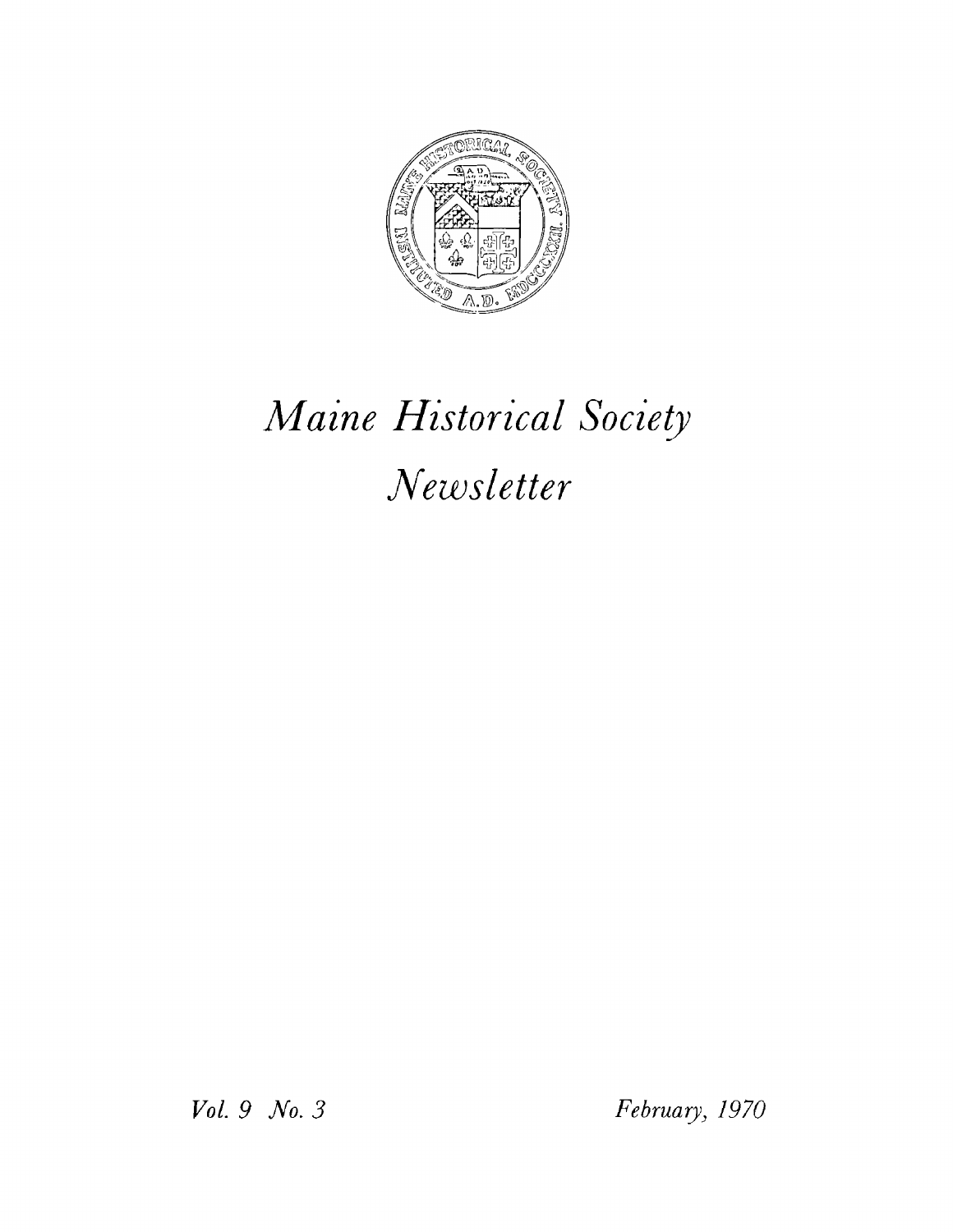# *Maine Historical Society*

# *Newsletter*

*Vol. 9 No. 3* *February, 1970*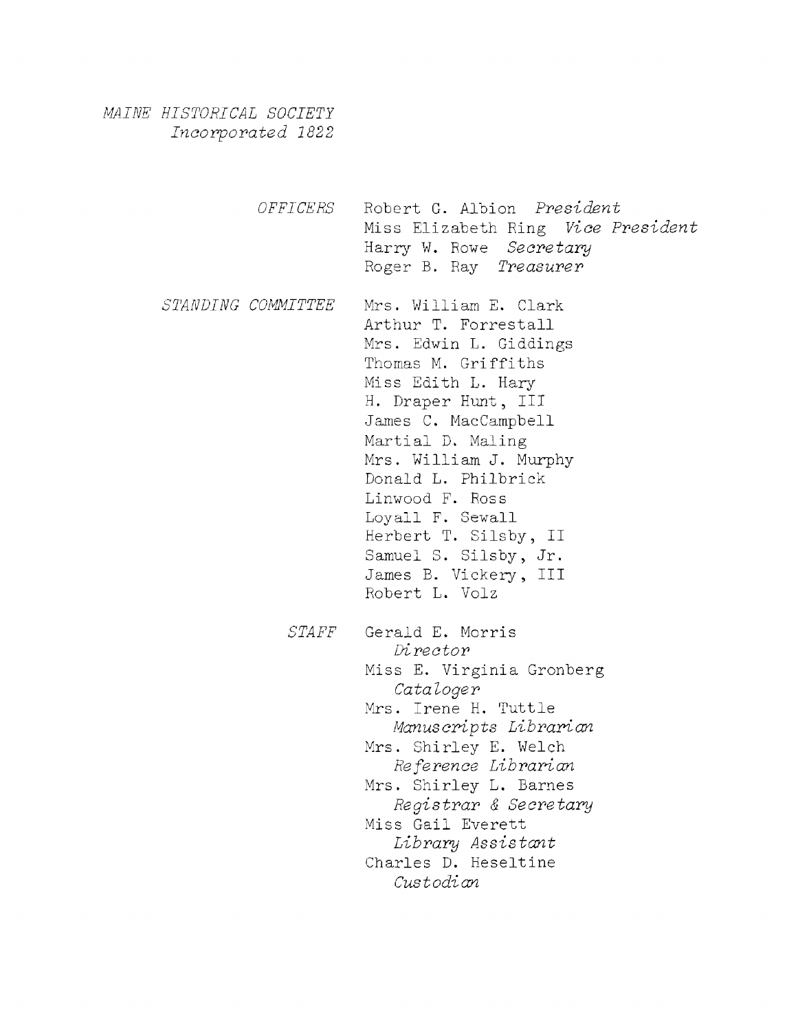*MAINE HISTORICAL SOCIETY*
*Incorporated 1822*

*OFFICERS*

Robert G. Albion *President*
Miss Elizabeth Ring *Vice President*
Harry W. Rowe *Secretary*
Roger B. Ray *Treasurer*

*STANDING COMMITTEE*

Mrs. William E. Clark
Arthur T. Forrestall
Mrs. Edwin L. Giddings
Thomas M. Griffiths
Miss Edith L. Hary
H. Draper Hunt, III
James C. MacCampbell
Martial D. Maling
Mrs. William J. Murphy
Donald L. Philbrick
Linwood F. Ross
Loyall F. Sewall
Herbert T. Silsby, II
Samuel S. Silsby, Jr.
James B. Vickery, III
Robert L. Volz

*STAFF*

Gerald E. Morris
*Director*
Miss E. Virginia Gronberg
*Cataloger*
Mrs. Irene H. Tuttle
*Manuscripts Librarian*
Mrs. Shirley E. Welch
*Reference Librarian*
Mrs. Shirley L. Barnes
*Registrar & Secretary*
Miss Gail Everett
*Library Assistant*
Charles D. Heseltine
*Custodian*